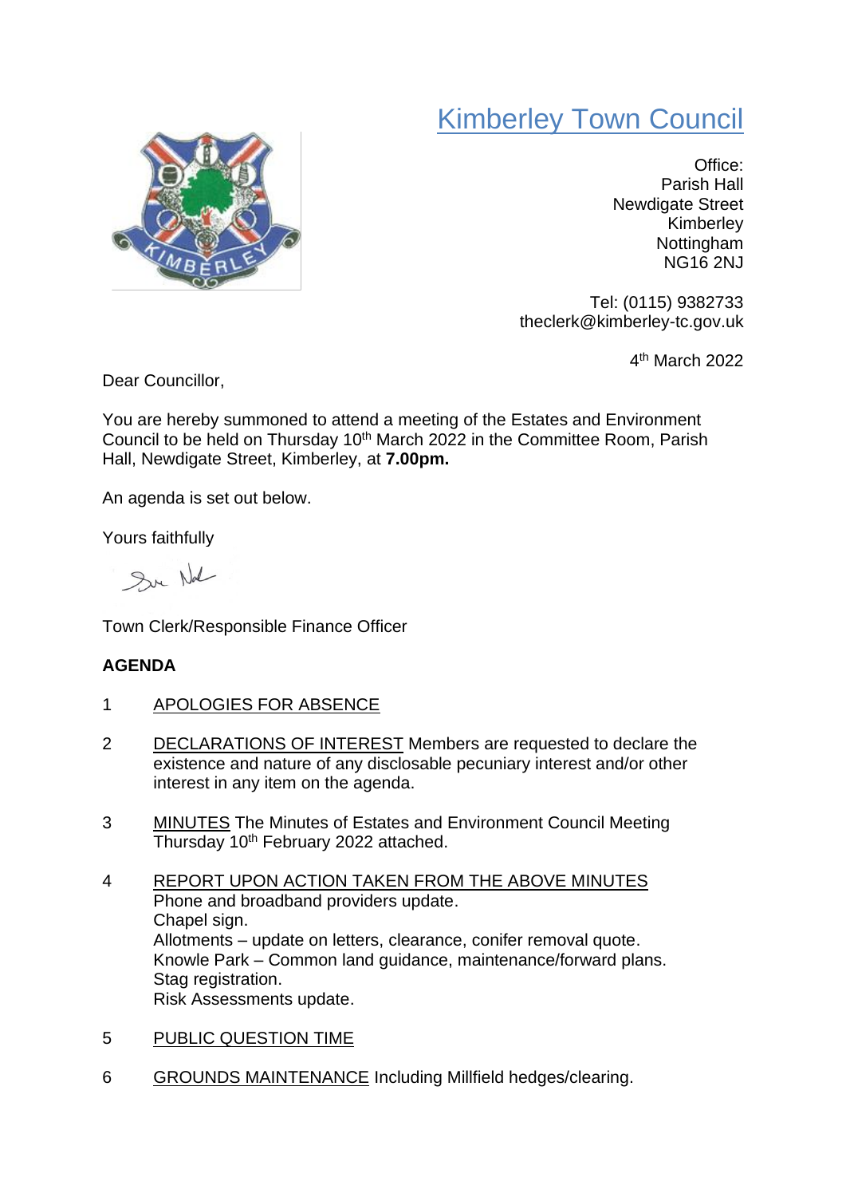# Kimberley Town Council

Office:
Parish Hall
Newdigate Street
Kimberley
Nottingham
NG16 2NJ

Tel: (0115) 9382733
theclerk@kimberley-tc.gov.uk

4th March 2022

Dear Councillor,

You are hereby summoned to attend a meeting of the Estates and Environment Council to be held on Thursday 10th March 2022 in the Committee Room, Parish Hall, Newdigate Street, Kimberley, at **7.00pm.**

An agenda is set out below.

Yours faithfully

Town Clerk/Responsible Finance Officer

**AGENDA**

1. APOLOGIES FOR ABSENCE

2. DECLARATIONS OF INTEREST Members are requested to declare the existence and nature of any disclosable pecuniary interest and/or other interest in any item on the agenda.

3. MINUTES The Minutes of Estates and Environment Council Meeting Thursday 10th February 2022 attached.

4. REPORT UPON ACTION TAKEN FROM THE ABOVE MINUTES
   Phone and broadband providers update.
   Chapel sign.
   Allotments – update on letters, clearance, conifer removal quote.
   Knowle Park – Common land guidance, maintenance/forward plans.
   Stag registration.
   Risk Assessments update.

5. PUBLIC QUESTION TIME

6. GROUNDS MAINTENANCE Including Millfield hedges/clearing.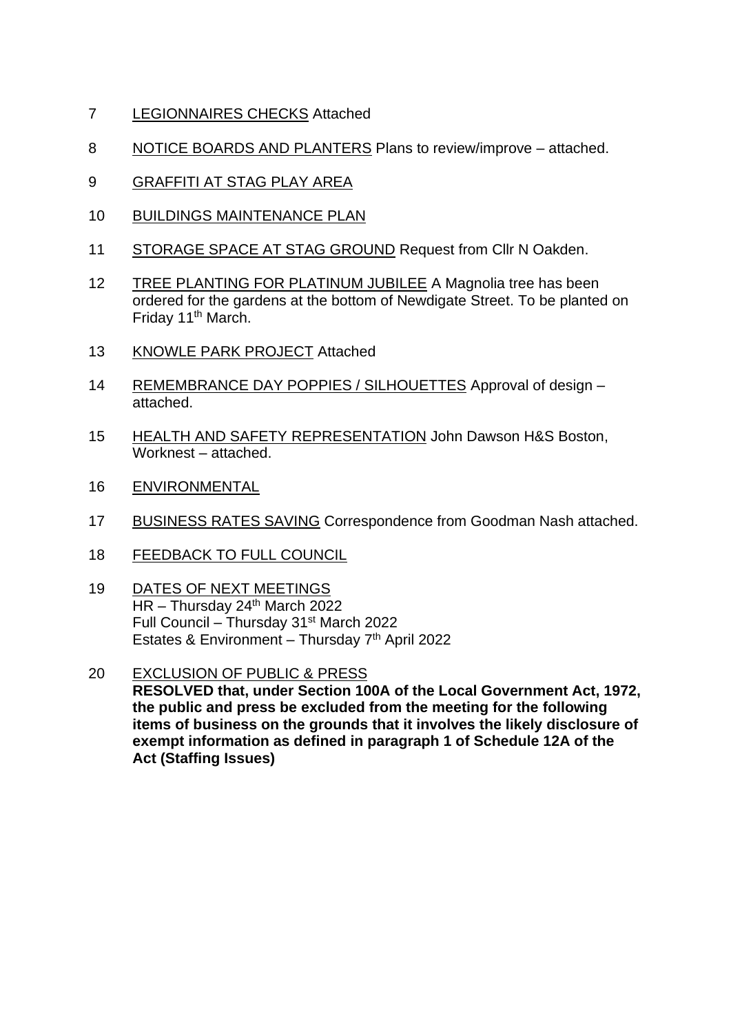7 LEGIONNAIRES CHECKS Attached

8 NOTICE BOARDS AND PLANTERS Plans to review/improve – attached.

9 GRAFFITI AT STAG PLAY AREA

10 BUILDINGS MAINTENANCE PLAN

11 STORAGE SPACE AT STAG GROUND Request from Cllr N Oakden.

12 TREE PLANTING FOR PLATINUM JUBILEE A Magnolia tree has been ordered for the gardens at the bottom of Newdigate Street. To be planted on Friday 11th March.

13 KNOWLE PARK PROJECT Attached

14 REMEMBRANCE DAY POPPIES / SILHOUETTES Approval of design – attached.

15 HEALTH AND SAFETY REPRESENTATION John Dawson H&S Boston, Worknest – attached.

16 ENVIRONMENTAL

17 BUSINESS RATES SAVING Correspondence from Goodman Nash attached.

18 FEEDBACK TO FULL COUNCIL

19 DATES OF NEXT MEETINGS
HR – Thursday 24th March 2022
Full Council – Thursday 31st March 2022
Estates & Environment – Thursday 7th April 2022

20 EXCLUSION OF PUBLIC & PRESS
**RESOLVED that, under Section 100A of the Local Government Act, 1972, the public and press be excluded from the meeting for the following items of business on the grounds that it involves the likely disclosure of exempt information as defined in paragraph 1 of Schedule 12A of the Act (Staffing Issues)**